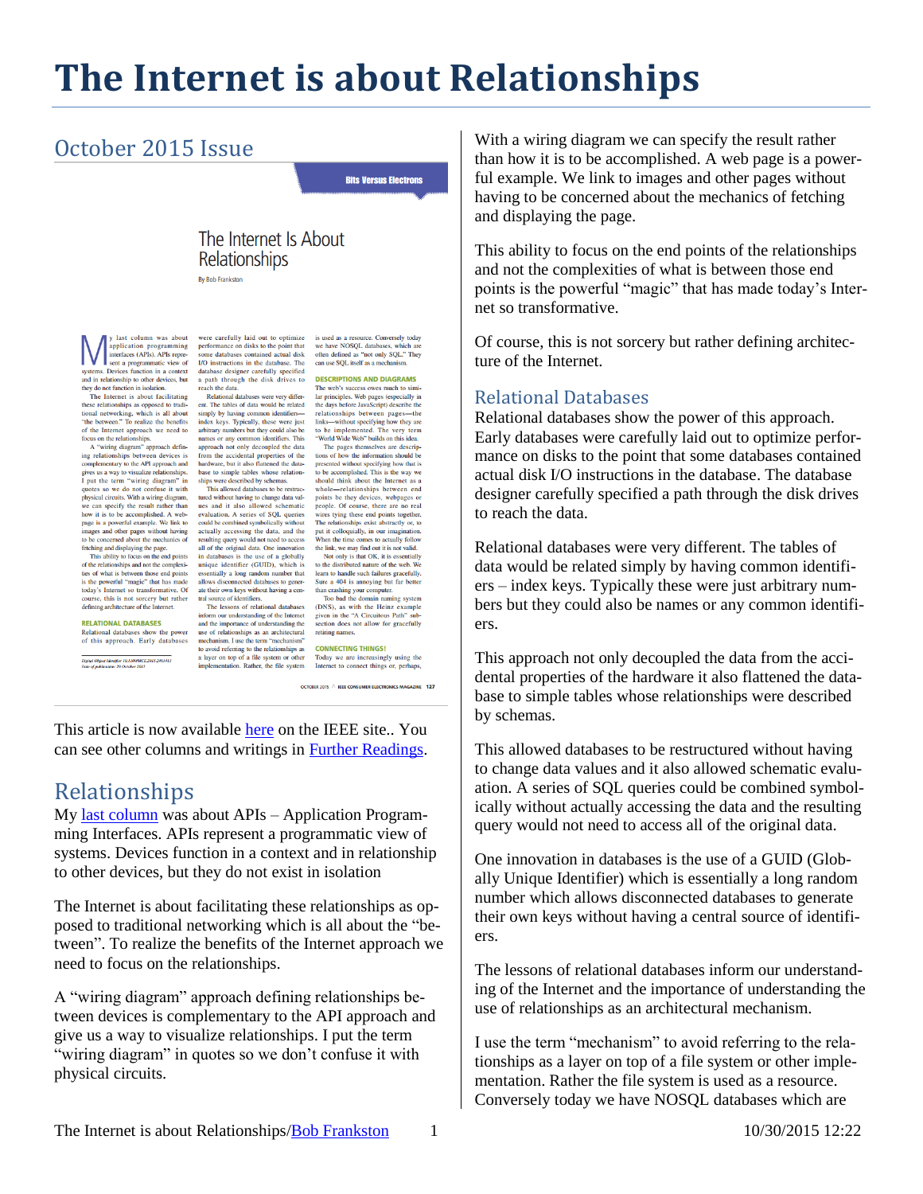# The Internet is about Relationships

## October 2015 Issue

This article is now available here on the IEEE site.. You can see other columns and writings in Further Readings.

## Relationships

My last column was about APIs – Application Programming Interfaces. APIs represent a programmatic view of systems. Devices function in a context and in relationship to other devices, but they do not exist in isolation

The Internet is about facilitating these relationships as opposed to traditional networking which is all about the "between". To realize the benefits of the Internet approach we need to focus on the relationships.

A "wiring diagram" approach defining relationships between devices is complementary to the API approach and give us a way to visualize relationships. I put the term "wiring diagram" in quotes so we don't confuse it with physical circuits.

With a wiring diagram we can specify the result rather than how it is to be accomplished. A web page is a powerful example. We link to images and other pages without having to be concerned about the mechanics of fetching and displaying the page.

This ability to focus on the end points of the relationships and not the complexities of what is between those end points is the powerful "magic" that has made today's Internet so transformative.

Of course, this is not sorcery but rather defining architecture of the Internet.

## Relational Databases

Relational databases show the power of this approach. Early databases were carefully laid out to optimize performance on disks to the point that some databases contained actual disk I/O instructions in the database. The database designer carefully specified a path through the disk drives to reach the data.

Relational databases were very different. The tables of data would be related simply by having common identifiers – index keys. Typically these were just arbitrary numbers but they could also be names or any common identifiers.

This approach not only decoupled the data from the accidental properties of the hardware it also flattened the database to simple tables whose relationships were described by schemas.

This allowed databases to be restructured without having to change data values and it also allowed schematic evaluation. A series of SQL queries could be combined symbolically without actually accessing the data and the resulting query would not need to access all of the original data.

One innovation in databases is the use of a GUID (Globally Unique Identifier) which is essentially a long random number which allows disconnected databases to generate their own keys without having a central source of identifiers.

The lessons of relational databases inform our understanding of the Internet and the importance of understanding the use of relationships as an architectural mechanism.

I use the term "mechanism" to avoid referring to the relationships as a layer on top of a file system or other implementation. Rather the file system is used as a resource. Conversely today we have NOSQL databases which are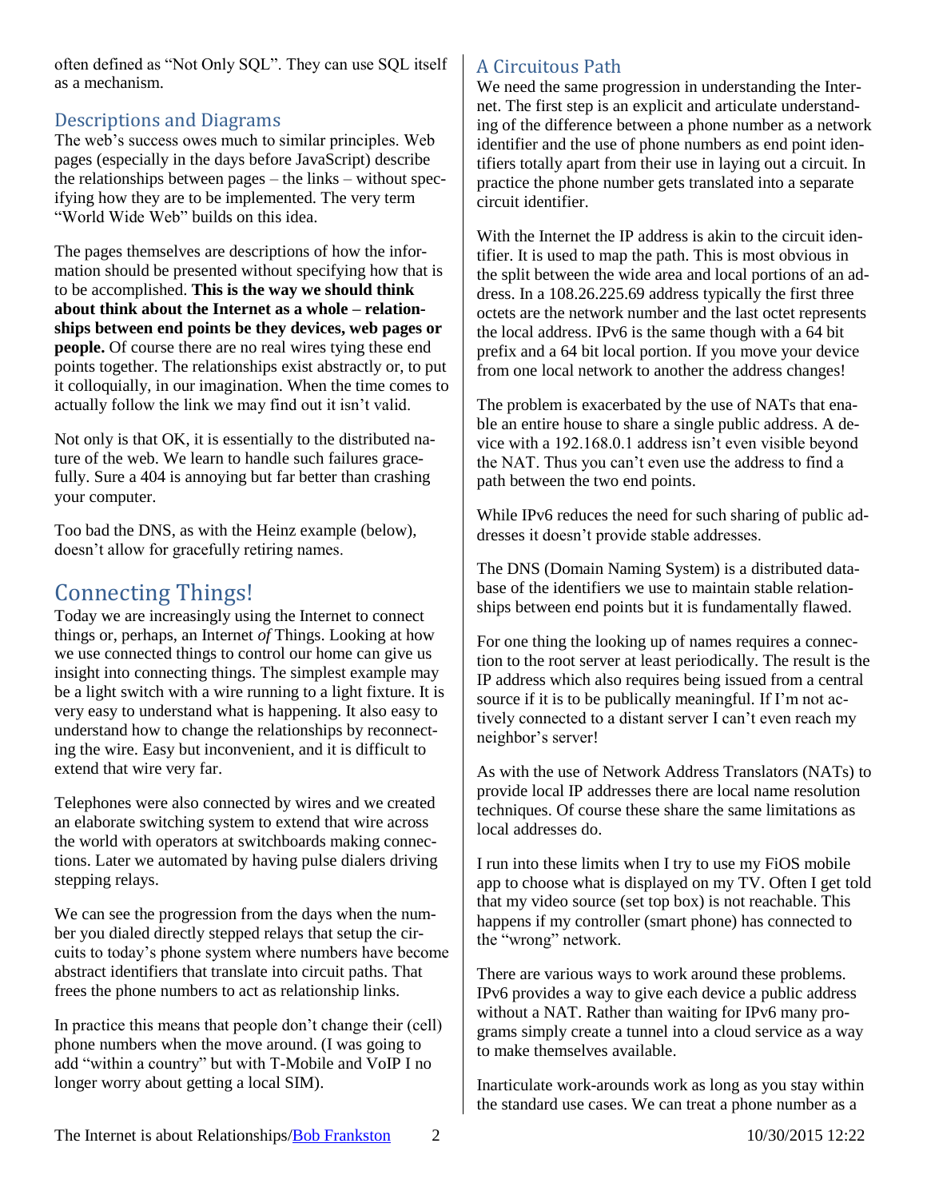often defined as "Not Only SQL". They can use SQL itself as a mechanism.

### Descriptions and Diagrams

The web's success owes much to similar principles. Web pages (especially in the days before JavaScript) describe the relationships between pages – the links – without specifying how they are to be implemented. The very term "World Wide Web" builds on this idea.

The pages themselves are descriptions of how the information should be presented without specifying how that is to be accomplished. **This is the way we should think about think about the Internet as a whole – relationships between end points be they devices, web pages or people.** Of course there are no real wires tying these end points together. The relationships exist abstractly or, to put it colloquially, in our imagination. When the time comes to actually follow the link we may find out it isn't valid.

Not only is that OK, it is essentially to the distributed nature of the web. We learn to handle such failures gracefully. Sure a 404 is annoying but far better than crashing your computer.

Too bad the DNS, as with the Heinz example (below), doesn't allow for gracefully retiring names.

## Connecting Things!

Today we are increasingly using the Internet to connect things or, perhaps, an Internet *of* Things. Looking at how we use connected things to control our home can give us insight into connecting things. The simplest example may be a light switch with a wire running to a light fixture. It is very easy to understand what is happening. It also easy to understand how to change the relationships by reconnecting the wire. Easy but inconvenient, and it is difficult to extend that wire very far.

Telephones were also connected by wires and we created an elaborate switching system to extend that wire across the world with operators at switchboards making connections. Later we automated by having pulse dialers driving stepping relays.

We can see the progression from the days when the number you dialed directly stepped relays that setup the circuits to today's phone system where numbers have become abstract identifiers that translate into circuit paths. That frees the phone numbers to act as relationship links.

In practice this means that people don't change their (cell) phone numbers when the move around. (I was going to add "within a country" but with T-Mobile and VoIP I no longer worry about getting a local SIM).

### A Circuitous Path

We need the same progression in understanding the Internet. The first step is an explicit and articulate understanding of the difference between a phone number as a network identifier and the use of phone numbers as end point identifiers totally apart from their use in laying out a circuit. In practice the phone number gets translated into a separate circuit identifier.

With the Internet the IP address is akin to the circuit identifier. It is used to map the path. This is most obvious in the split between the wide area and local portions of an address. In a 108.26.225.69 address typically the first three octets are the network number and the last octet represents the local address. IPv6 is the same though with a 64 bit prefix and a 64 bit local portion. If you move your device from one local network to another the address changes!

The problem is exacerbated by the use of NATs that enable an entire house to share a single public address. A device with a 192.168.0.1 address isn't even visible beyond the NAT. Thus you can't even use the address to find a path between the two end points.

While IPv6 reduces the need for such sharing of public addresses it doesn't provide stable addresses.

The DNS (Domain Naming System) is a distributed database of the identifiers we use to maintain stable relationships between end points but it is fundamentally flawed.

For one thing the looking up of names requires a connection to the root server at least periodically. The result is the IP address which also requires being issued from a central source if it is to be publically meaningful. If I'm not actively connected to a distant server I can't even reach my neighbor's server!

As with the use of Network Address Translators (NATs) to provide local IP addresses there are local name resolution techniques. Of course these share the same limitations as local addresses do.

I run into these limits when I try to use my FiOS mobile app to choose what is displayed on my TV. Often I get told that my video source (set top box) is not reachable. This happens if my controller (smart phone) has connected to the "wrong" network.

There are various ways to work around these problems. IPv6 provides a way to give each device a public address without a NAT. Rather than waiting for IPv6 many programs simply create a tunnel into a cloud service as a way to make themselves available.

Inarticulate work-arounds work as long as you stay within the standard use cases. We can treat a phone number as a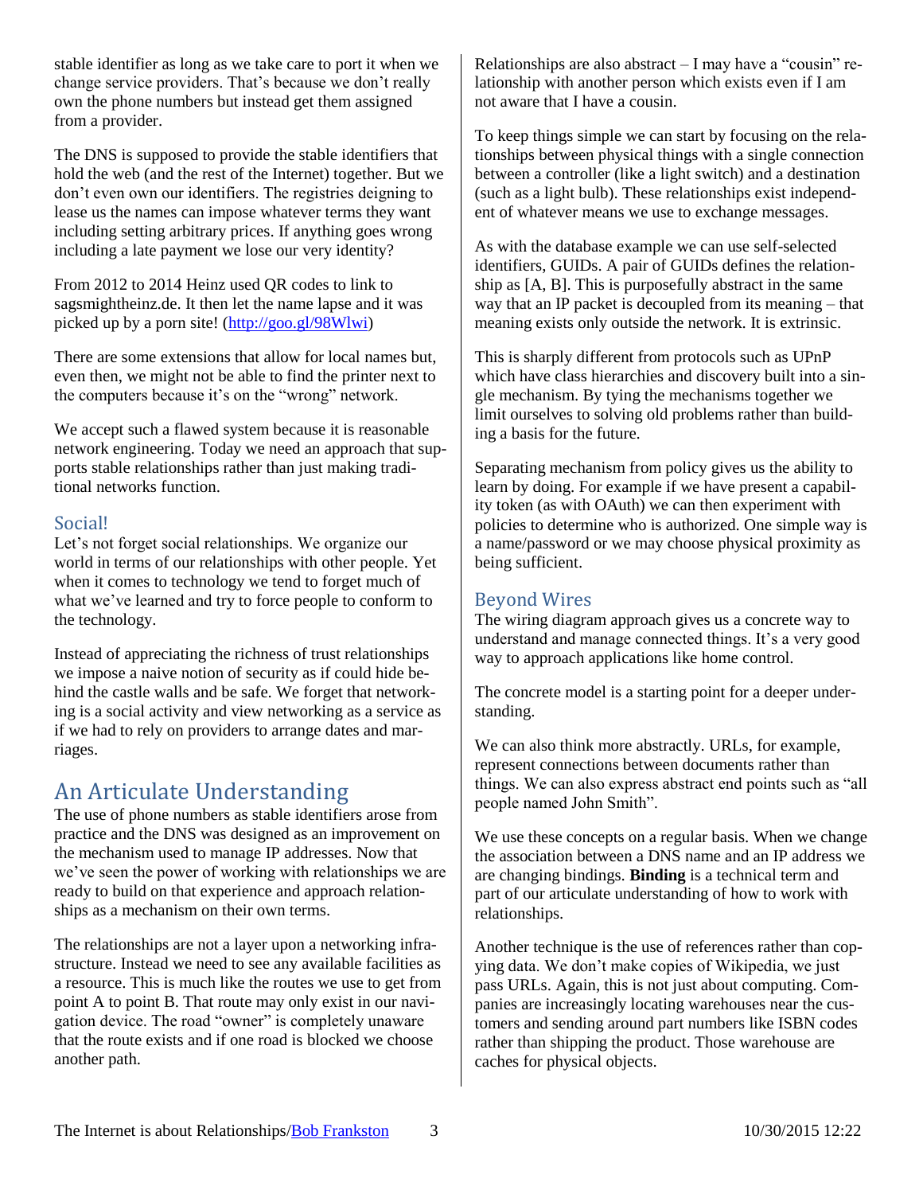stable identifier as long as we take care to port it when we change service providers. That's because we don't really own the phone numbers but instead get them assigned from a provider.

The DNS is supposed to provide the stable identifiers that hold the web (and the rest of the Internet) together. But we don't even own our identifiers. The registries deigning to lease us the names can impose whatever terms they want including setting arbitrary prices. If anything goes wrong including a late payment we lose our very identity?

From 2012 to 2014 Heinz used QR codes to link to sagsmightheinz.de. It then let the name lapse and it was picked up by a porn site! (http://goo.gl/98Wlwi)

There are some extensions that allow for local names but, even then, we might not be able to find the printer next to the computers because it's on the "wrong" network.

We accept such a flawed system because it is reasonable network engineering. Today we need an approach that supports stable relationships rather than just making traditional networks function.

## Social!

Let's not forget social relationships. We organize our world in terms of our relationships with other people. Yet when it comes to technology we tend to forget much of what we've learned and try to force people to conform to the technology.

Instead of appreciating the richness of trust relationships we impose a naive notion of security as if could hide behind the castle walls and be safe. We forget that networking is a social activity and view networking as a service as if we had to rely on providers to arrange dates and marriages.

# An Articulate Understanding

The use of phone numbers as stable identifiers arose from practice and the DNS was designed as an improvement on the mechanism used to manage IP addresses. Now that we've seen the power of working with relationships we are ready to build on that experience and approach relationships as a mechanism on their own terms.

The relationships are not a layer upon a networking infrastructure. Instead we need to see any available facilities as a resource. This is much like the routes we use to get from point A to point B. That route may only exist in our navigation device. The road "owner" is completely unaware that the route exists and if one road is blocked we choose another path.

Relationships are also abstract – I may have a "cousin" relationship with another person which exists even if I am not aware that I have a cousin.

To keep things simple we can start by focusing on the relationships between physical things with a single connection between a controller (like a light switch) and a destination (such as a light bulb). These relationships exist independent of whatever means we use to exchange messages.

As with the database example we can use self-selected identifiers, GUIDs. A pair of GUIDs defines the relationship as [A, B]. This is purposefully abstract in the same way that an IP packet is decoupled from its meaning – that meaning exists only outside the network. It is extrinsic.

This is sharply different from protocols such as UPnP which have class hierarchies and discovery built into a single mechanism. By tying the mechanisms together we limit ourselves to solving old problems rather than building a basis for the future.

Separating mechanism from policy gives us the ability to learn by doing. For example if we have present a capability token (as with OAuth) we can then experiment with policies to determine who is authorized. One simple way is a name/password or we may choose physical proximity as being sufficient.

## Beyond Wires

The wiring diagram approach gives us a concrete way to understand and manage connected things. It's a very good way to approach applications like home control.

The concrete model is a starting point for a deeper understanding.

We can also think more abstractly. URLs, for example, represent connections between documents rather than things. We can also express abstract end points such as "all people named John Smith".

We use these concepts on a regular basis. When we change the association between a DNS name and an IP address we are changing bindings. **Binding** is a technical term and part of our articulate understanding of how to work with relationships.

Another technique is the use of references rather than copying data. We don't make copies of Wikipedia, we just pass URLs. Again, this is not just about computing. Companies are increasingly locating warehouses near the customers and sending around part numbers like ISBN codes rather than shipping the product. Those warehouse are caches for physical objects.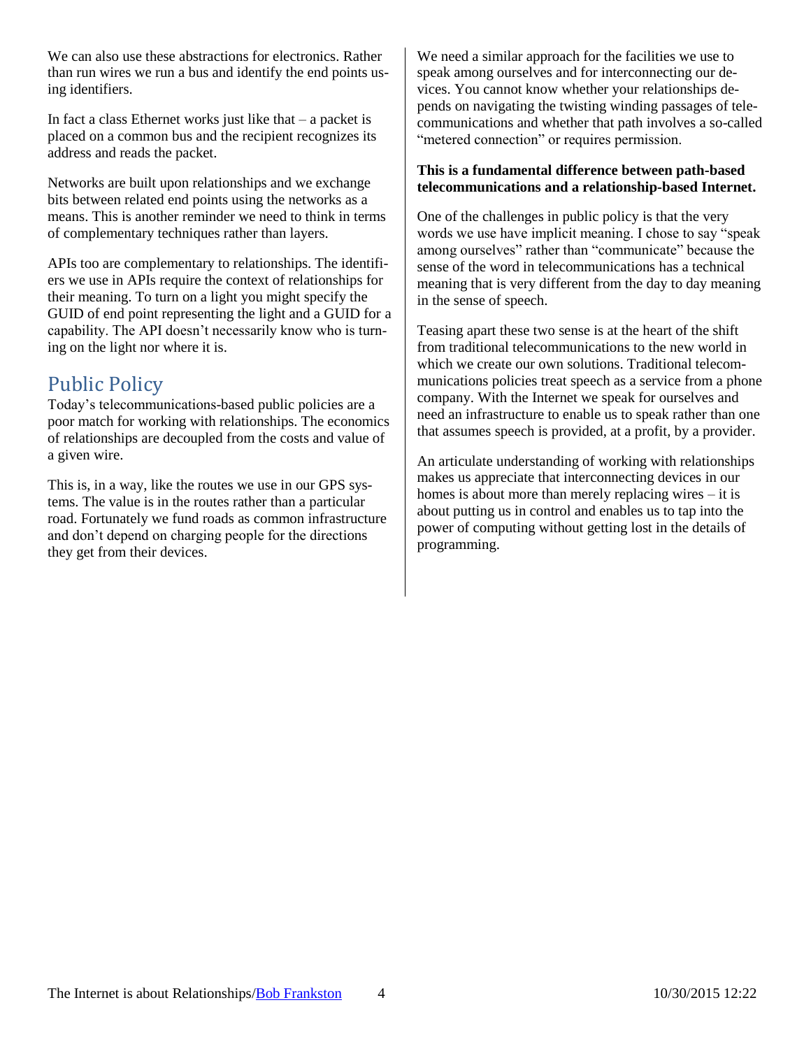We can also use these abstractions for electronics. Rather than run wires we run a bus and identify the end points using identifiers.

In fact a class Ethernet works just like that – a packet is placed on a common bus and the recipient recognizes its address and reads the packet.

Networks are built upon relationships and we exchange bits between related end points using the networks as a means. This is another reminder we need to think in terms of complementary techniques rather than layers.

APIs too are complementary to relationships. The identifiers we use in APIs require the context of relationships for their meaning. To turn on a light you might specify the GUID of end point representing the light and a GUID for a capability. The API doesn't necessarily know who is turning on the light nor where it is.

## Public Policy

Today's telecommunications-based public policies are a poor match for working with relationships. The economics of relationships are decoupled from the costs and value of a given wire.

This is, in a way, like the routes we use in our GPS systems. The value is in the routes rather than a particular road. Fortunately we fund roads as common infrastructure and don't depend on charging people for the directions they get from their devices.

We need a similar approach for the facilities we use to speak among ourselves and for interconnecting our devices. You cannot know whether your relationships depends on navigating the twisting winding passages of telecommunications and whether that path involves a so-called "metered connection" or requires permission.

**This is a fundamental difference between path-based telecommunications and a relationship-based Internet.**

One of the challenges in public policy is that the very words we use have implicit meaning. I chose to say "speak among ourselves" rather than "communicate" because the sense of the word in telecommunications has a technical meaning that is very different from the day to day meaning in the sense of speech.

Teasing apart these two sense is at the heart of the shift from traditional telecommunications to the new world in which we create our own solutions. Traditional telecommunications policies treat speech as a service from a phone company. With the Internet we speak for ourselves and need an infrastructure to enable us to speak rather than one that assumes speech is provided, at a profit, by a provider.

An articulate understanding of working with relationships makes us appreciate that interconnecting devices in our homes is about more than merely replacing wires – it is about putting us in control and enables us to tap into the power of computing without getting lost in the details of programming.